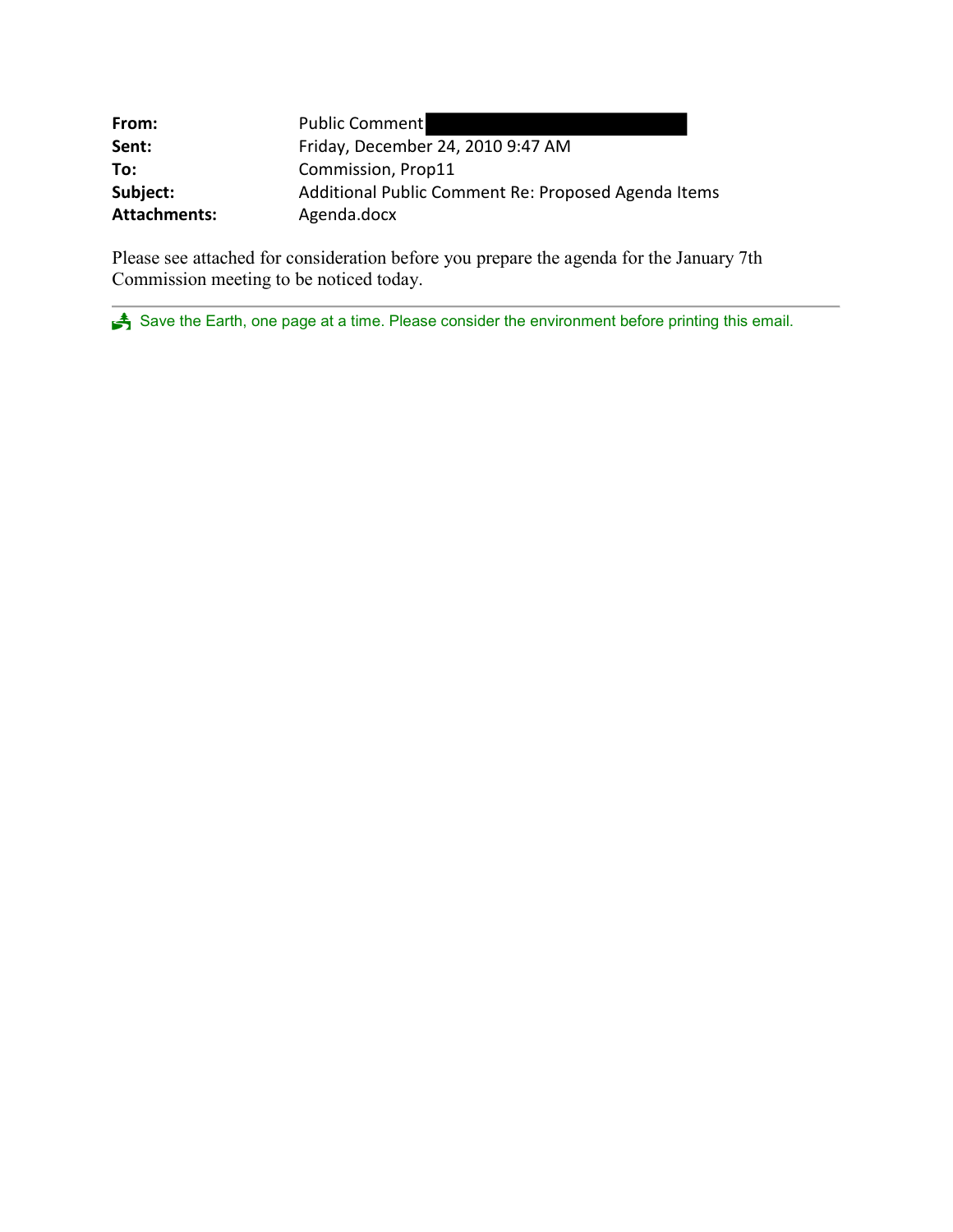**From:** Public Comment

**Sent:** Friday, December 24, 2010 9:47 AM

**To:** Commission, Prop11

**Subject:** Additional Public Comment Re: Proposed Agenda Items

**Attachments:** Agenda.docx

Please see attached for consideration before you prepare the agenda for the January 7th Commission meeting to be noticed today.

---

Save the Earth, one page at a time. Please consider the environment before printing this email.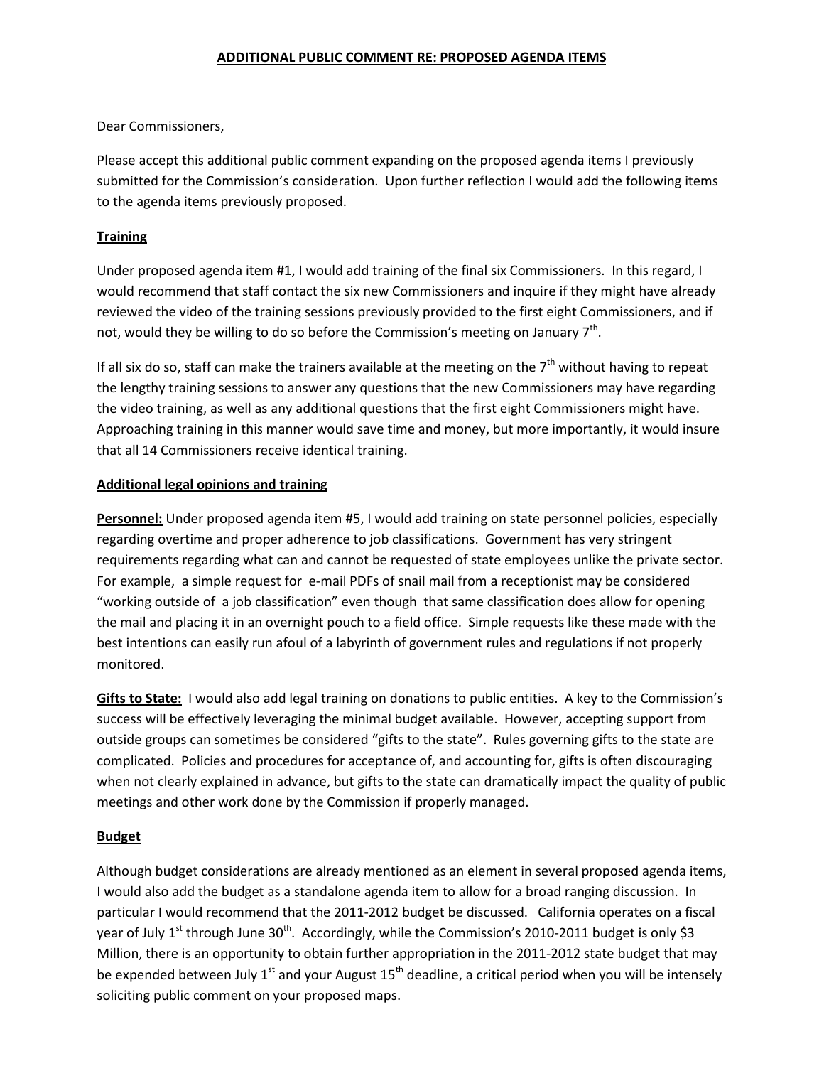## ADDITIONAL PUBLIC COMMENT RE: PROPOSED AGENDA ITEMS

Dear Commissioners,

Please accept this additional public comment expanding on the proposed agenda items I previously submitted for the Commission's consideration. Upon further reflection I would add the following items to the agenda items previously proposed.

### Training

Under proposed agenda item #1, I would add training of the final six Commissioners. In this regard, I would recommend that staff contact the six new Commissioners and inquire if they might have already reviewed the video of the training sessions previously provided to the first eight Commissioners, and if not, would they be willing to do so before the Commission's meeting on January 7th.

If all six do so, staff can make the trainers available at the meeting on the 7th without having to repeat the lengthy training sessions to answer any questions that the new Commissioners may have regarding the video training, as well as any additional questions that the first eight Commissioners might have. Approaching training in this manner would save time and money, but more importantly, it would insure that all 14 Commissioners receive identical training.

### Additional legal opinions and training

**Personnel:** Under proposed agenda item #5, I would add training on state personnel policies, especially regarding overtime and proper adherence to job classifications. Government has very stringent requirements regarding what can and cannot be requested of state employees unlike the private sector. For example, a simple request for e-mail PDFs of snail mail from a receptionist may be considered "working outside of a job classification" even though that same classification does allow for opening the mail and placing it in an overnight pouch to a field office. Simple requests like these made with the best intentions can easily run afoul of a labyrinth of government rules and regulations if not properly monitored.

**Gifts to State:** I would also add legal training on donations to public entities. A key to the Commission's success will be effectively leveraging the minimal budget available. However, accepting support from outside groups can sometimes be considered "gifts to the state". Rules governing gifts to the state are complicated. Policies and procedures for acceptance of, and accounting for, gifts is often discouraging when not clearly explained in advance, but gifts to the state can dramatically impact the quality of public meetings and other work done by the Commission if properly managed.

### Budget

Although budget considerations are already mentioned as an element in several proposed agenda items, I would also add the budget as a standalone agenda item to allow for a broad ranging discussion. In particular I would recommend that the 2011-2012 budget be discussed. California operates on a fiscal year of July 1st through June 30th. Accordingly, while the Commission's 2010-2011 budget is only $3 Million, there is an opportunity to obtain further appropriation in the 2011-2012 state budget that may be expended between July 1st and your August 15th deadline, a critical period when you will be intensely soliciting public comment on your proposed maps.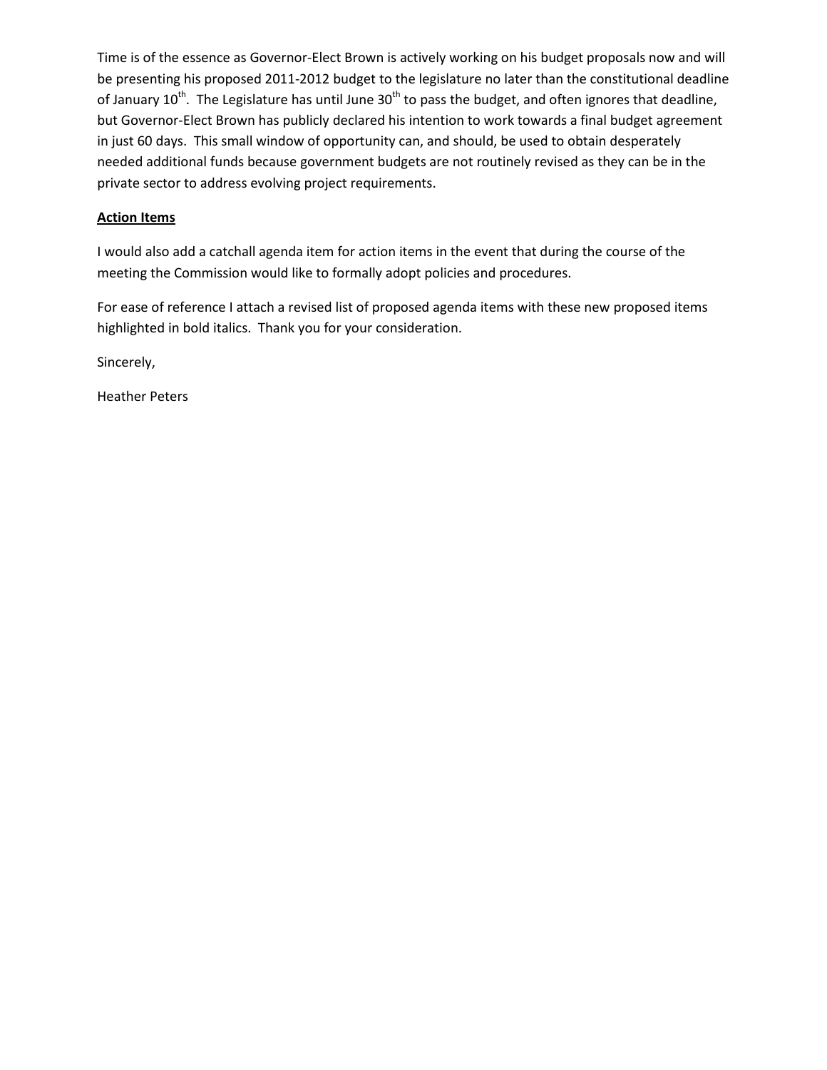Time is of the essence as Governor-Elect Brown is actively working on his budget proposals now and will be presenting his proposed 2011-2012 budget to the legislature no later than the constitutional deadline of January 10th. The Legislature has until June 30th to pass the budget, and often ignores that deadline, but Governor-Elect Brown has publicly declared his intention to work towards a final budget agreement in just 60 days. This small window of opportunity can, and should, be used to obtain desperately needed additional funds because government budgets are not routinely revised as they can be in the private sector to address evolving project requirements.

**<u>Action Items</u>**

I would also add a catchall agenda item for action items in the event that during the course of the meeting the Commission would like to formally adopt policies and procedures.

For ease of reference I attach a revised list of proposed agenda items with these new proposed items highlighted in bold italics. Thank you for your consideration.

Sincerely,

Heather Peters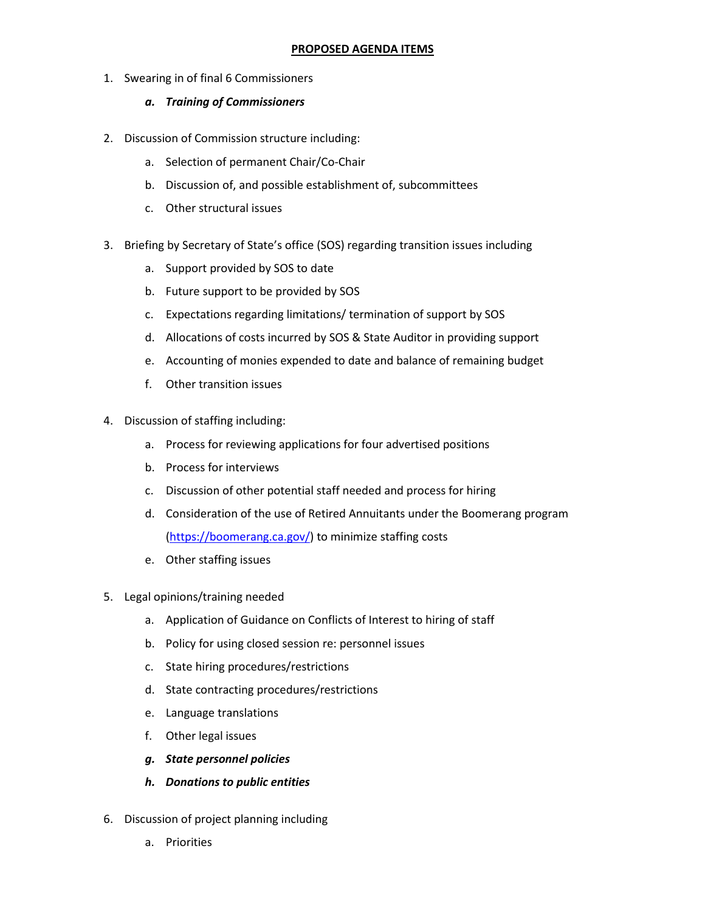**PROPOSED AGENDA ITEMS**

1. Swearing in of final 6 Commissioners
    - ***a. Training of Commissioners***

2. Discussion of Commission structure including:
    - a. Selection of permanent Chair/Co-Chair
    - b. Discussion of, and possible establishment of, subcommittees
    - c. Other structural issues

3. Briefing by Secretary of State's office (SOS) regarding transition issues including
    - a. Support provided by SOS to date
    - b. Future support to be provided by SOS
    - c. Expectations regarding limitations/ termination of support by SOS
    - d. Allocations of costs incurred by SOS & State Auditor in providing support
    - e. Accounting of monies expended to date and balance of remaining budget
    - f. Other transition issues

4. Discussion of staffing including:
    - a. Process for reviewing applications for four advertised positions
    - b. Process for interviews
    - c. Discussion of other potential staff needed and process for hiring
    - d. Consideration of the use of Retired Annuitants under the Boomerang program ([https://boomerang.ca.gov/](https://boomerang.ca.gov/)) to minimize staffing costs
    - e. Other staffing issues

5. Legal opinions/training needed
    - a. Application of Guidance on Conflicts of Interest to hiring of staff
    - b. Policy for using closed session re: personnel issues
    - c. State hiring procedures/restrictions
    - d. State contracting procedures/restrictions
    - e. Language translations
    - f. Other legal issues
    - ***g. State personnel policies***
    - ***h. Donations to public entities***

6. Discussion of project planning including
    - a. Priorities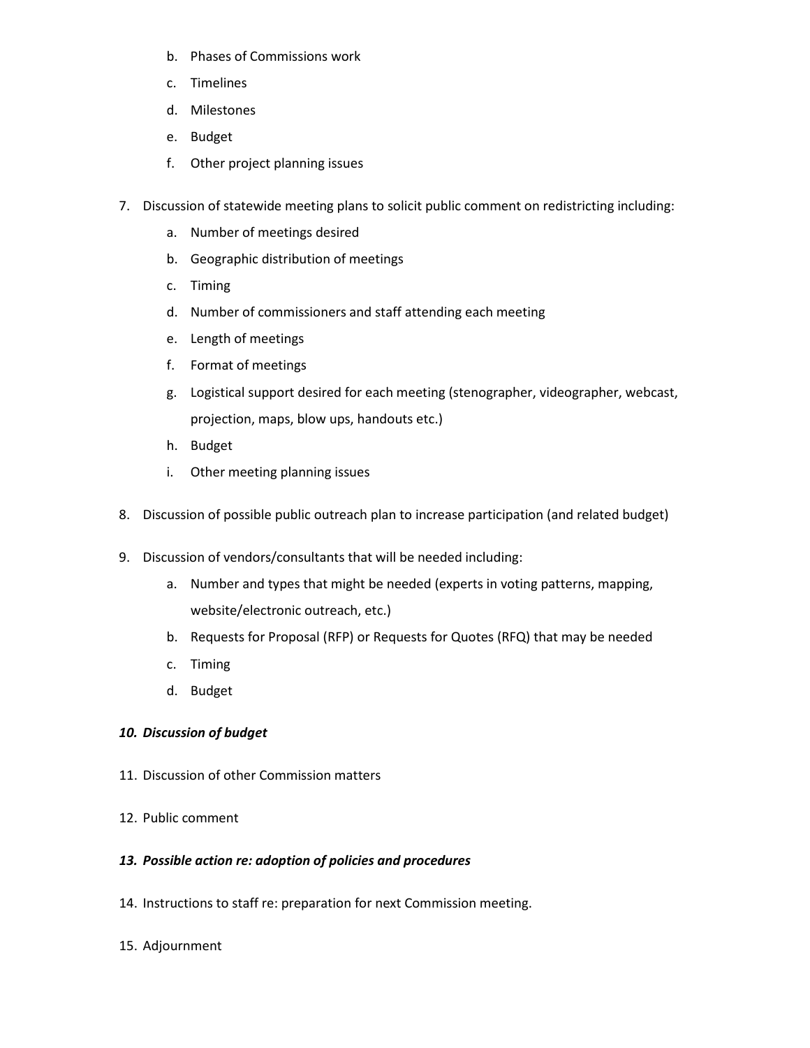b. Phases of Commissions work
   c. Timelines
   d. Milestones
   e. Budget
   f. Other project planning issues

7. Discussion of statewide meeting plans to solicit public comment on redistricting including:
   a. Number of meetings desired
   b. Geographic distribution of meetings
   c. Timing
   d. Number of commissioners and staff attending each meeting
   e. Length of meetings
   f. Format of meetings
   g. Logistical support desired for each meeting (stenographer, videographer, webcast, projection, maps, blow ups, handouts etc.)
   h. Budget
   i. Other meeting planning issues

8. Discussion of possible public outreach plan to increase participation (and related budget)

9. Discussion of vendors/consultants that will be needed including:
   a. Number and types that might be needed (experts in voting patterns, mapping, website/electronic outreach, etc.)
   b. Requests for Proposal (RFP) or Requests for Quotes (RFQ) that may be needed
   c. Timing
   d. Budget

10. ***Discussion of budget***

11. Discussion of other Commission matters

12. Public comment

13. ***Possible action re: adoption of policies and procedures***

14. Instructions to staff re: preparation for next Commission meeting.

15. Adjournment